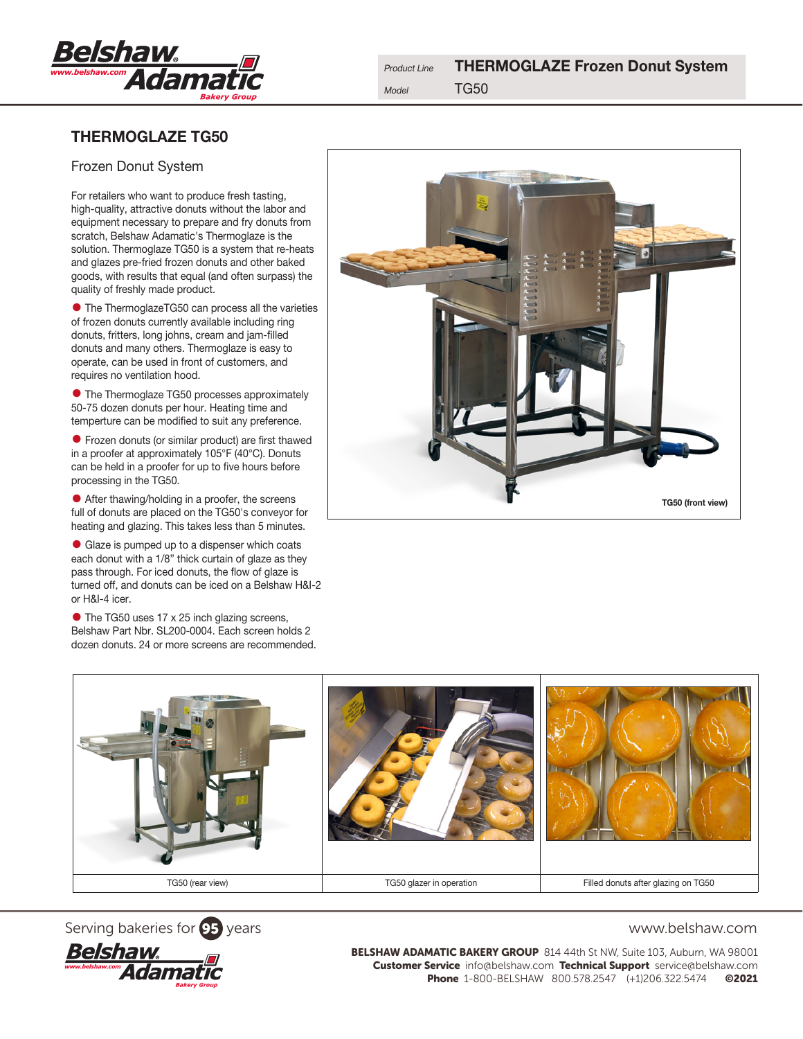Product Line **THERMOGLAZE Frozen Donut System**

Model TG50

# THERMOGLAZE TG50

## Frozen Donut System

For retailers who want to produce fresh tasting, high-quality, attractive donuts without the labor and equipment necessary to prepare and fry donuts from scratch, Belshaw Adamatic's Thermoglaze is the solution. Thermoglaze TG50 is a system that re-heats and glazes pre-fried frozen donuts and other baked goods, with results that equal (and often surpass) the quality of freshly made product.

- The ThermoglazeTG50 can process all the varieties of frozen donuts currently available including ring donuts, fritters, long johns, cream and jam-filled donuts and many others. Thermoglaze is easy to operate, can be used in front of customers, and requires no ventilation hood.
- The Thermoglaze TG50 processes approximately 50-75 dozen donuts per hour. Heating time and temperture can be modified to suit any preference.
- Frozen donuts (or similar product) are first thawed in a proofer at approximately 105°F (40°C). Donuts can be held in a proofer for up to five hours before processing in the TG50.
- After thawing/holding in a proofer, the screens full of donuts are placed on the TG50's conveyor for heating and glazing. This takes less than 5 minutes.
- Glaze is pumped up to a dispenser which coats each donut with a 1/8" thick curtain of glaze as they pass through. For iced donuts, the flow of glaze is turned off, and donuts can be iced on a Belshaw H&I-2 or H&I-4 icer.
- The TG50 uses 17 x 25 inch glazing screens, Belshaw Part Nbr. SL200-0004. Each screen holds 2 dozen donuts. 24 or more screens are recommended.

TG50 (front view)

TG50 (rear view)

TG50 glazer in operation

Filled donuts after glazing on TG50

Serving bakeries for 95 years

www.belshaw.com

**BELSHAW ADAMATIC BAKERY GROUP** 814 44th St NW, Suite 103, Auburn, WA 98001
**Customer Service** info@belshaw.com **Technical Support** service@belshaw.com
**Phone** 1-800-BELSHAW 800.578.2547 (+1)206.322.5474 **©2021**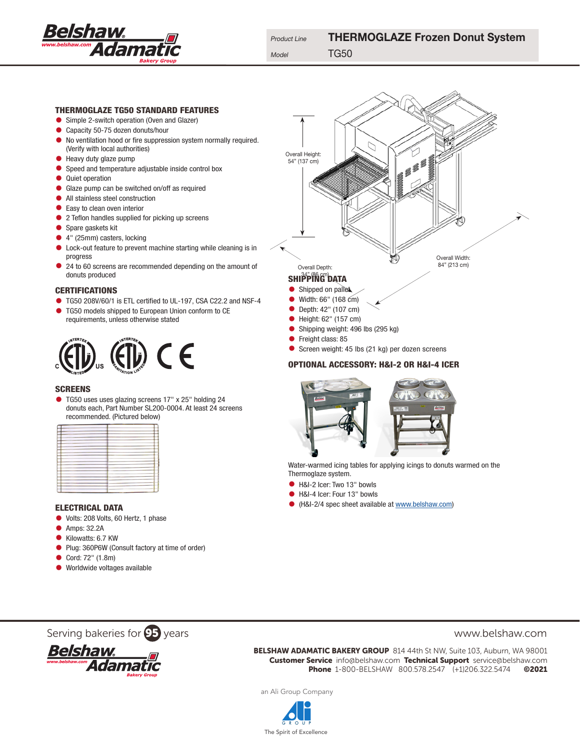| | |
|---|---|
| *Product Line* | **THERMOGLAZE Frozen Donut System** |
| *Model* | TG50 |

## THERMOGLAZE TG50 STANDARD FEATURES

- Simple 2-switch operation (Oven and Glazer)
- Capacity 50-75 dozen donuts/hour
- No ventilation hood or fire suppression system normally required. (Verify with local authorities)
- Heavy duty glaze pump
- Speed and temperature adjustable inside control box
- Quiet operation
- Glaze pump can be switched on/off as required
- All stainless steel construction
- Easy to clean oven interior
- 2 Teflon handles supplied for picking up screens
- Spare gaskets kit
- 4" (25mm) casters, locking
- Lock-out feature to prevent machine starting while cleaning is in progress
- 24 to 60 screens are recommended depending on the amount of donuts produced

Overall Height: 54" (137 cm)

Overall Depth: 34" (86 cm)

Overall Width: 84" (213 cm)

## CERTIFICATIONS

- TG50 208V/60/1 is ETL certified to UL-197, CSA C22.2 and NSF-4
- TG50 models shipped to European Union conform to CE requirements, unless otherwise stated

## SCREENS

- TG50 uses uses glazing screens 17" x 25" holding 24 donuts each, Part Number SL200-0004. At least 24 screens recommended. (Pictured below)

## ELECTRICAL DATA

- Volts: 208 Volts, 60 Hertz, 1 phase
- Amps: 32.2A
- Kilowatts: 6.7 KW
- Plug: 360P6W (Consult factory at time of order)
- Cord: 72" (1.8m)
- Worldwide voltages available

## SHIPPING DATA

- Shipped on pallet
- Width: 66" (168 cm)
- Depth: 42" (107 cm)
- Height: 62" (157 cm)
- Shipping weight: 496 lbs (295 kg)
- Freight class: 85
- Screen weight: 45 lbs (21 kg) per dozen screens

## OPTIONAL ACCESSORY: H&I-2 OR H&I-4 ICER

Water-warmed icing tables for applying icings to donuts warmed on the Thermoglaze system.

- H&I-2 Icer: Two 13" bowls
- H&I-4 Icer: Four 13" bowls
- (H&I-2/4 spec sheet available at www.belshaw.com)

Serving bakeries for 95 years

www.belshaw.com

**BELSHAW ADAMATIC BAKERY GROUP** 814 44th St NW, Suite 103, Auburn, WA 98001
**Customer Service** info@belshaw.com **Technical Support** service@belshaw.com
**Phone** 1-800-BELSHAW 800.578.2547 (+1)206.322.5474 **©2021**

an Ali Group Company

The Spirit of Excellence